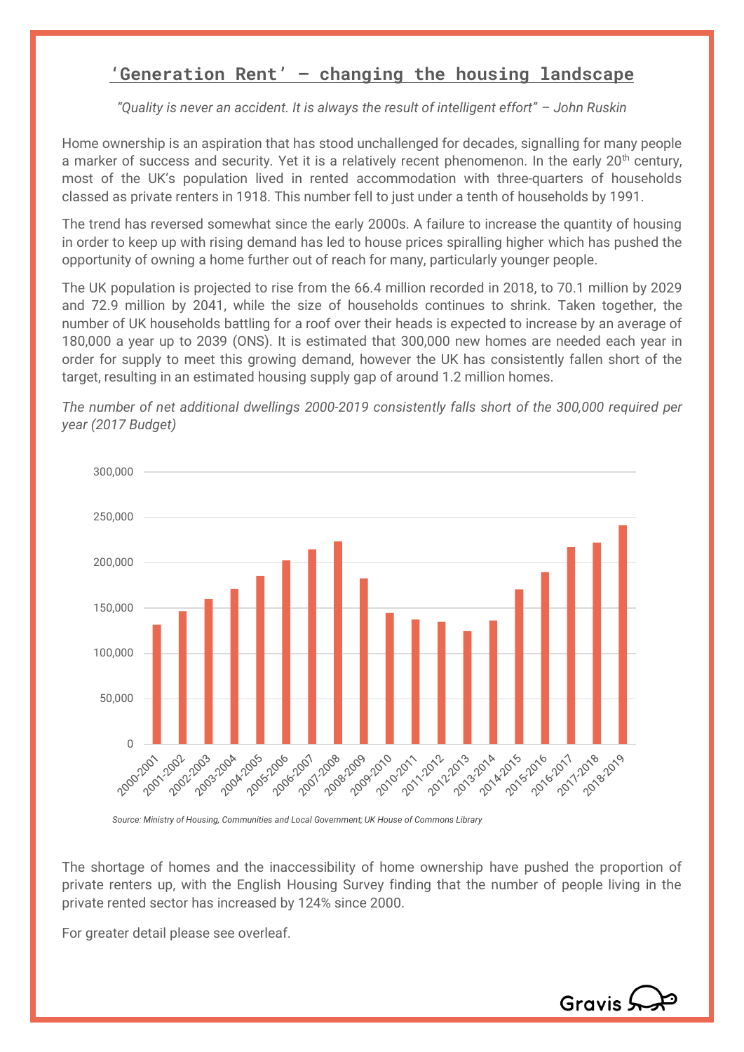# 'Generation Rent' – changing the housing landscape

*"Quality is never an accident. It is always the result of intelligent effort" – John Ruskin*

Home ownership is an aspiration that has stood unchallenged for decades, signalling for many people a marker of success and security. Yet it is a relatively recent phenomenon. In the early 20th century, most of the UK's population lived in rented accommodation with three-quarters of households classed as private renters in 1918. This number fell to just under a tenth of households by 1991.

The trend has reversed somewhat since the early 2000s. A failure to increase the quantity of housing in order to keep up with rising demand has led to house prices spiralling higher which has pushed the opportunity of owning a home further out of reach for many, particularly younger people.

The UK population is projected to rise from the 66.4 million recorded in 2018, to 70.1 million by 2029 and 72.9 million by 2041, while the size of households continues to shrink. Taken together, the number of UK households battling for a roof over their heads is expected to increase by an average of 180,000 a year up to 2039 (ONS). It is estimated that 300,000 new homes are needed each year in order for supply to meet this growing demand, however the UK has consistently fallen short of the target, resulting in an estimated housing supply gap of around 1.2 million homes.

*The number of net additional dwellings 2000-2019 consistently falls short of the 300,000 required per year (2017 Budget)*

*Source: Ministry of Housing, Communities and Local Government; UK House of Commons Library*

The shortage of homes and the inaccessibility of home ownership have pushed the proportion of private renters up, with the English Housing Survey finding that the number of people living in the private rented sector has increased by 124% since 2000.

For greater detail please see overleaf.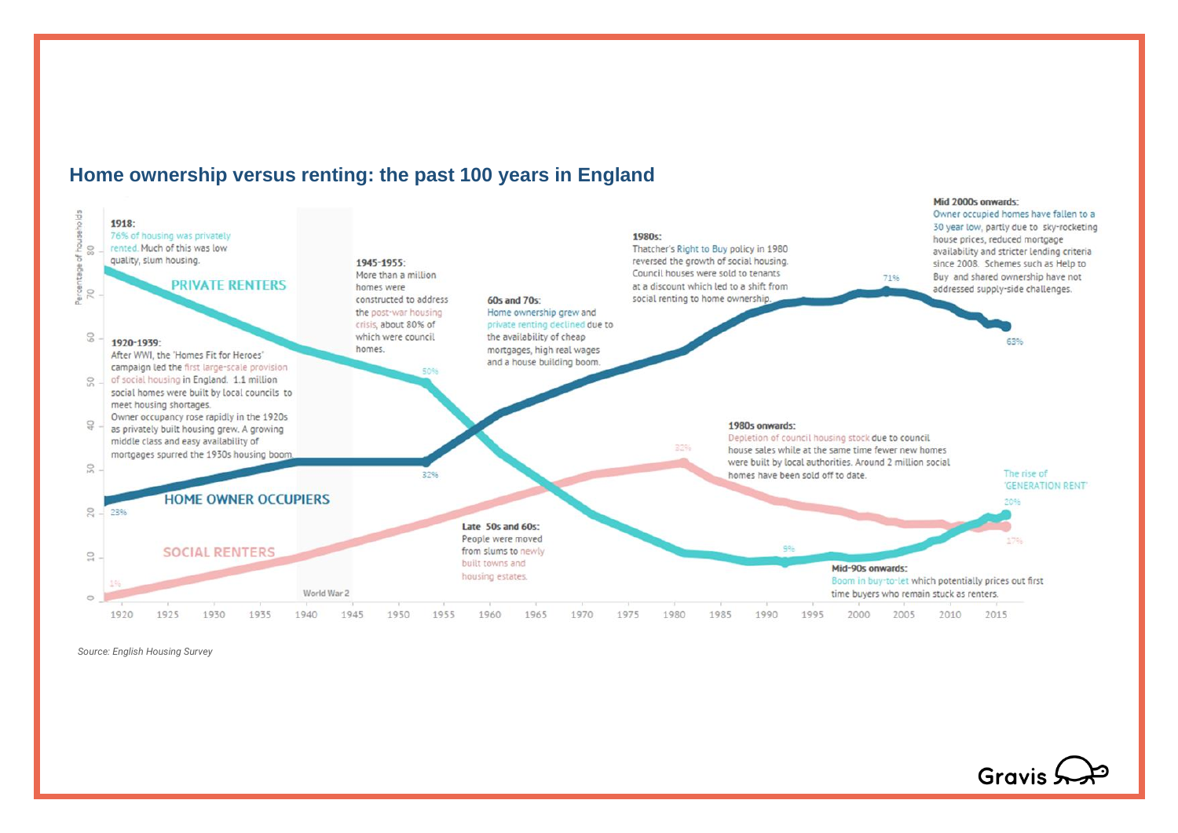## Home ownership versus renting: the past 100 years in England

**1918:**
76% of housing was privately rented. Much of this was low quality, slum housing.

**1920-1939:**
After WWI, the 'Homes Fit for Heroes' campaign led the first large-scale provision of social housing in England. 1.1 million social homes were built by local councils to meet housing shortages.
Owner occupancy rose rapidly in the 1920s as privately built housing grew. A growing middle class and easy availability of mortgages spurred the 1930s housing boom.

**1945-1955:**
More than a million homes were constructed to address the post-war housing crisis, about 80% of which were council homes.

**60s and 70s:**
Home ownership grew and private renting declined due to the availability of cheap mortgages, high real wages and a house building boom.

**Late 50s and 60s:**
People were moved from slums to newly built towns and housing estates.

**1980s:**
Thatcher's Right to Buy policy in 1980 reversed the growth of social housing. Council houses were sold to tenants at a discount which led to a shift from social renting to home ownership.

**1980s onwards:**
Depletion of council housing stock due to council house sales while at the same time fewer new homes were built by local authorities. Around 2 million social homes have been sold off to date.

**Mid-90s onwards:**
Boom in buy-to-let which potentially prices out first time buyers who remain stuck as renters.

**Mid 2000s onwards:**
Owner occupied homes have fallen to a 30 year low, partly due to sky-rocketing house prices, reduced mortgage availability and stricter lending criteria since 2008. Schemes such as Help to Buy and shared ownership have not addressed supply-side challenges.

PRIVATE RENTERS: 76% (1918), 50% (1953), 9% (1992), 20% (2016) — The rise of 'GENERATION RENT'

HOME OWNER OCCUPIERS: 23% (1918), 32% (1953), 71% (2003), 63% (2016)

SOCIAL RENTERS: 1% (1918), 32% (1981), 17% (2016)

World War 2

*Source: English Housing Survey*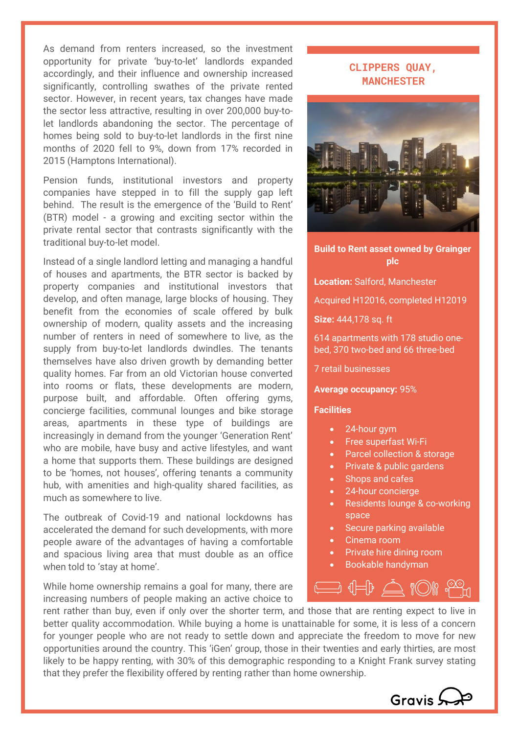As demand from renters increased, so the investment opportunity for private 'buy-to-let' landlords expanded accordingly, and their influence and ownership increased significantly, controlling swathes of the private rented sector. However, in recent years, tax changes have made the sector less attractive, resulting in over 200,000 buy-to-let landlords abandoning the sector. The percentage of homes being sold to buy-to-let landlords in the first nine months of 2020 fell to 9%, down from 17% recorded in 2015 (Hamptons International).

Pension funds, institutional investors and property companies have stepped in to fill the supply gap left behind. The result is the emergence of the 'Build to Rent' (BTR) model - a growing and exciting sector within the private rental sector that contrasts significantly with the traditional buy-to-let model.

Instead of a single landlord letting and managing a handful of houses and apartments, the BTR sector is backed by property companies and institutional investors that develop, and often manage, large blocks of housing. They benefit from the economies of scale offered by bulk ownership of modern, quality assets and the increasing number of renters in need of somewhere to live, as the supply from buy-to-let landlords dwindles. The tenants themselves have also driven growth by demanding better quality homes. Far from an old Victorian house converted into rooms or flats, these developments are modern, purpose built, and affordable. Often offering gyms, concierge facilities, communal lounges and bike storage areas, apartments in these type of buildings are increasingly in demand from the younger 'Generation Rent' who are mobile, have busy and active lifestyles, and want a home that supports them. These buildings are designed to be 'homes, not houses', offering tenants a community hub, with amenities and high-quality shared facilities, as much as somewhere to live.

The outbreak of Covid-19 and national lockdowns has accelerated the demand for such developments, with more people aware of the advantages of having a comfortable and spacious living area that must double as an office when told to 'stay at home'.

While home ownership remains a goal for many, there are increasing numbers of people making an active choice to rent rather than buy, even if only over the shorter term, and those that are renting expect to live in better quality accommodation. While buying a home is unattainable for some, it is less of a concern for younger people who are not ready to settle down and appreciate the freedom to move for new opportunities around the country. This 'iGen' group, those in their twenties and early thirties, are most likely to be happy renting, with 30% of this demographic responding to a Knight Frank survey stating that they prefer the flexibility offered by renting rather than home ownership.

## CLIPPERS QUAY, MANCHESTER

**Build to Rent asset owned by Grainger plc**

**Location:** Salford, Manchester

Acquired H12016, completed H12019

**Size:** 444,178 sq. ft

614 apartments with 178 studio one-bed, 370 two-bed and 66 three-bed

7 retail businesses

**Average occupancy:** 95%

**Facilities**

- 24-hour gym
- Free superfast Wi-Fi
- Parcel collection & storage
- Private & public gardens
- Shops and cafes
- 24-hour concierge
- Residents lounge & co-working space
- Secure parking available
- Cinema room
- Private hire dining room
- Bookable handyman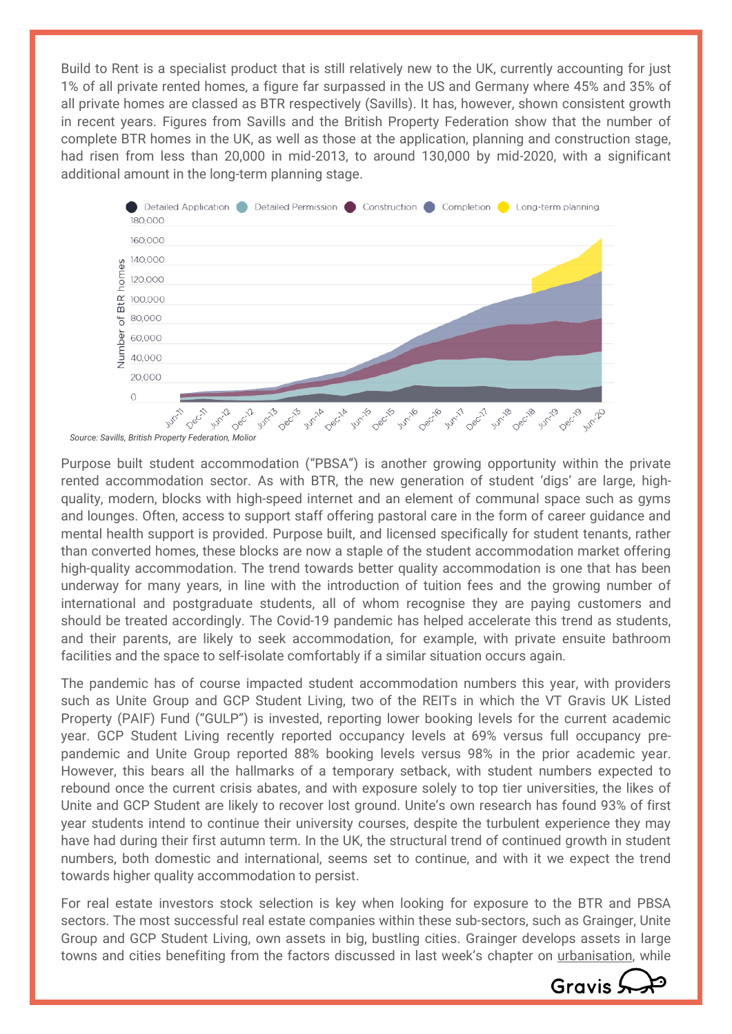Build to Rent is a specialist product that is still relatively new to the UK, currently accounting for just 1% of all private rented homes, a figure far surpassed in the US and Germany where 45% and 35% of all private homes are classed as BTR respectively (Savills). It has, however, shown consistent growth in recent years. Figures from Savills and the British Property Federation show that the number of complete BTR homes in the UK, as well as those at the application, planning and construction stage, had risen from less than 20,000 in mid-2013, to around 130,000 by mid-2020, with a significant additional amount in the long-term planning stage.

*Source: Savills, British Property Federation, Molior*

Purpose built student accommodation ("PBSA") is another growing opportunity within the private rented accommodation sector. As with BTR, the new generation of student 'digs' are large, high-quality, modern, blocks with high-speed internet and an element of communal space such as gyms and lounges. Often, access to support staff offering pastoral care in the form of career guidance and mental health support is provided. Purpose built, and licensed specifically for student tenants, rather than converted homes, these blocks are now a staple of the student accommodation market offering high-quality accommodation. The trend towards better quality accommodation is one that has been underway for many years, in line with the introduction of tuition fees and the growing number of international and postgraduate students, all of whom recognise they are paying customers and should be treated accordingly. The Covid-19 pandemic has helped accelerate this trend as students, and their parents, are likely to seek accommodation, for example, with private ensuite bathroom facilities and the space to self-isolate comfortably if a similar situation occurs again.

The pandemic has of course impacted student accommodation numbers this year, with providers such as Unite Group and GCP Student Living, two of the REITs in which the VT Gravis UK Listed Property (PAIF) Fund ("GULP") is invested, reporting lower booking levels for the current academic year. GCP Student Living recently reported occupancy levels at 69% versus full occupancy pre-pandemic and Unite Group reported 88% booking levels versus 98% in the prior academic year. However, this bears all the hallmarks of a temporary setback, with student numbers expected to rebound once the current crisis abates, and with exposure solely to top tier universities, the likes of Unite and GCP Student are likely to recover lost ground. Unite's own research has found 93% of first year students intend to continue their university courses, despite the turbulent experience they may have had during their first autumn term. In the UK, the structural trend of continued growth in student numbers, both domestic and international, seems set to continue, and with it we expect the trend towards higher quality accommodation to persist.

For real estate investors stock selection is key when looking for exposure to the BTR and PBSA sectors. The most successful real estate companies within these sub-sectors, such as Grainger, Unite Group and GCP Student Living, own assets in big, bustling cities. Grainger develops assets in large towns and cities benefiting from the factors discussed in last week's chapter on urbanisation, while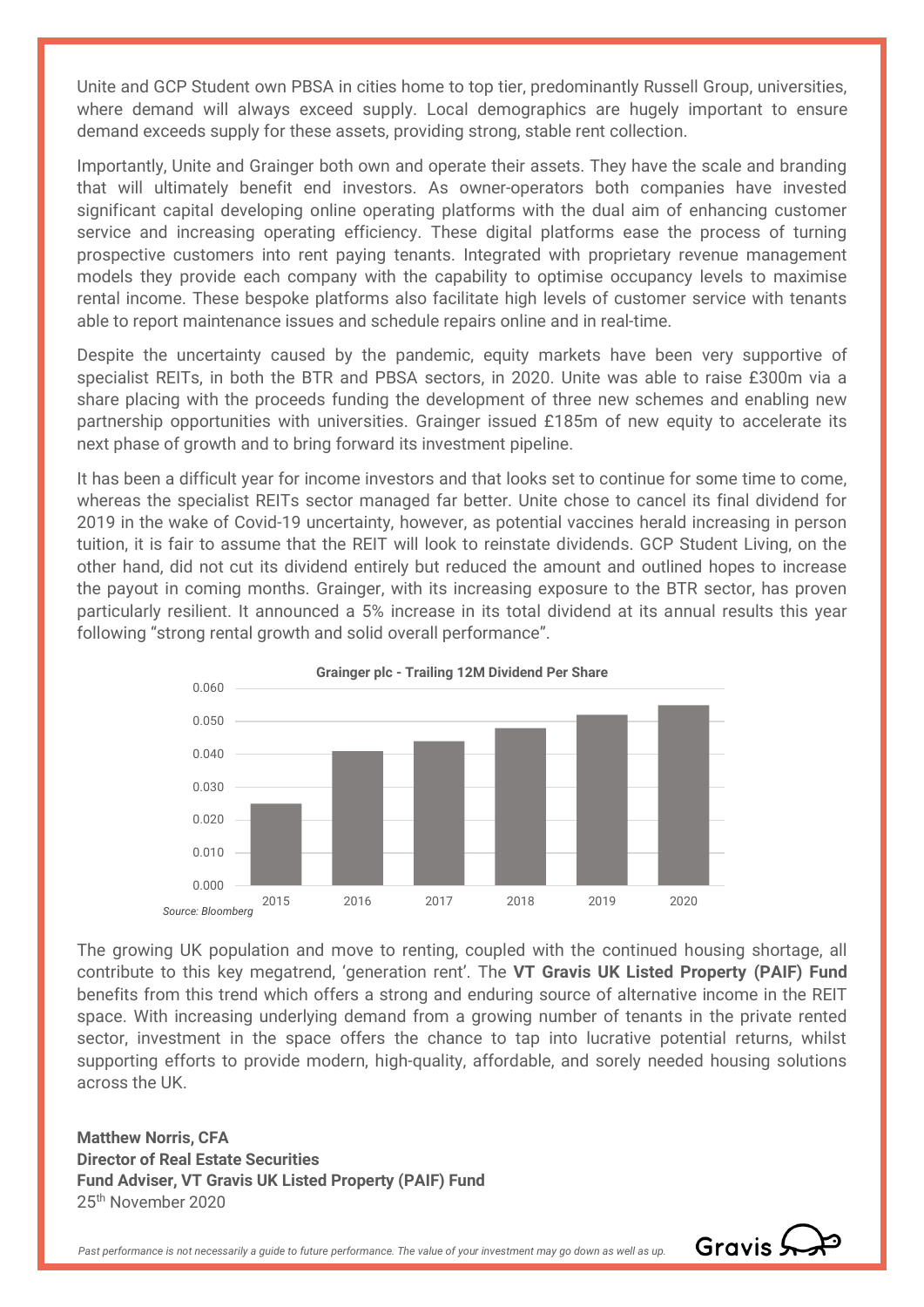Unite and GCP Student own PBSA in cities home to top tier, predominantly Russell Group, universities, where demand will always exceed supply. Local demographics are hugely important to ensure demand exceeds supply for these assets, providing strong, stable rent collection.

Importantly, Unite and Grainger both own and operate their assets. They have the scale and branding that will ultimately benefit end investors. As owner-operators both companies have invested significant capital developing online operating platforms with the dual aim of enhancing customer service and increasing operating efficiency. These digital platforms ease the process of turning prospective customers into rent paying tenants. Integrated with proprietary revenue management models they provide each company with the capability to optimise occupancy levels to maximise rental income. These bespoke platforms also facilitate high levels of customer service with tenants able to report maintenance issues and schedule repairs online and in real-time.

Despite the uncertainty caused by the pandemic, equity markets have been very supportive of specialist REITs, in both the BTR and PBSA sectors, in 2020. Unite was able to raise £300m via a share placing with the proceeds funding the development of three new schemes and enabling new partnership opportunities with universities. Grainger issued £185m of new equity to accelerate its next phase of growth and to bring forward its investment pipeline.

It has been a difficult year for income investors and that looks set to continue for some time to come, whereas the specialist REITs sector managed far better. Unite chose to cancel its final dividend for 2019 in the wake of Covid-19 uncertainty, however, as potential vaccines herald increasing in person tuition, it is fair to assume that the REIT will look to reinstate dividends. GCP Student Living, on the other hand, did not cut its dividend entirely but reduced the amount and outlined hopes to increase the payout in coming months. Grainger, with its increasing exposure to the BTR sector, has proven particularly resilient. It announced a 5% increase in its total dividend at its annual results this year following "strong rental growth and solid overall performance".

Grainger plc - Trailing 12M Dividend Per Share

0.060
0.050
0.040
0.030
0.020
0.010
0.000

2015 2016 2017 2018 2019 2020

*Source: Bloomberg*

The growing UK population and move to renting, coupled with the continued housing shortage, all contribute to this key megatrend, 'generation rent'. The **VT Gravis UK Listed Property (PAIF) Fund** benefits from this trend which offers a strong and enduring source of alternative income in the REIT space. With increasing underlying demand from a growing number of tenants in the private rented sector, investment in the space offers the chance to tap into lucrative potential returns, whilst supporting efforts to provide modern, high-quality, affordable, and sorely needed housing solutions across the UK.

**Matthew Norris, CFA**
**Director of Real Estate Securities**
**Fund Adviser, VT Gravis UK Listed Property (PAIF) Fund**
25th November 2020

*Past performance is not necessarily a guide to future performance. The value of your investment may go down as well as up.*